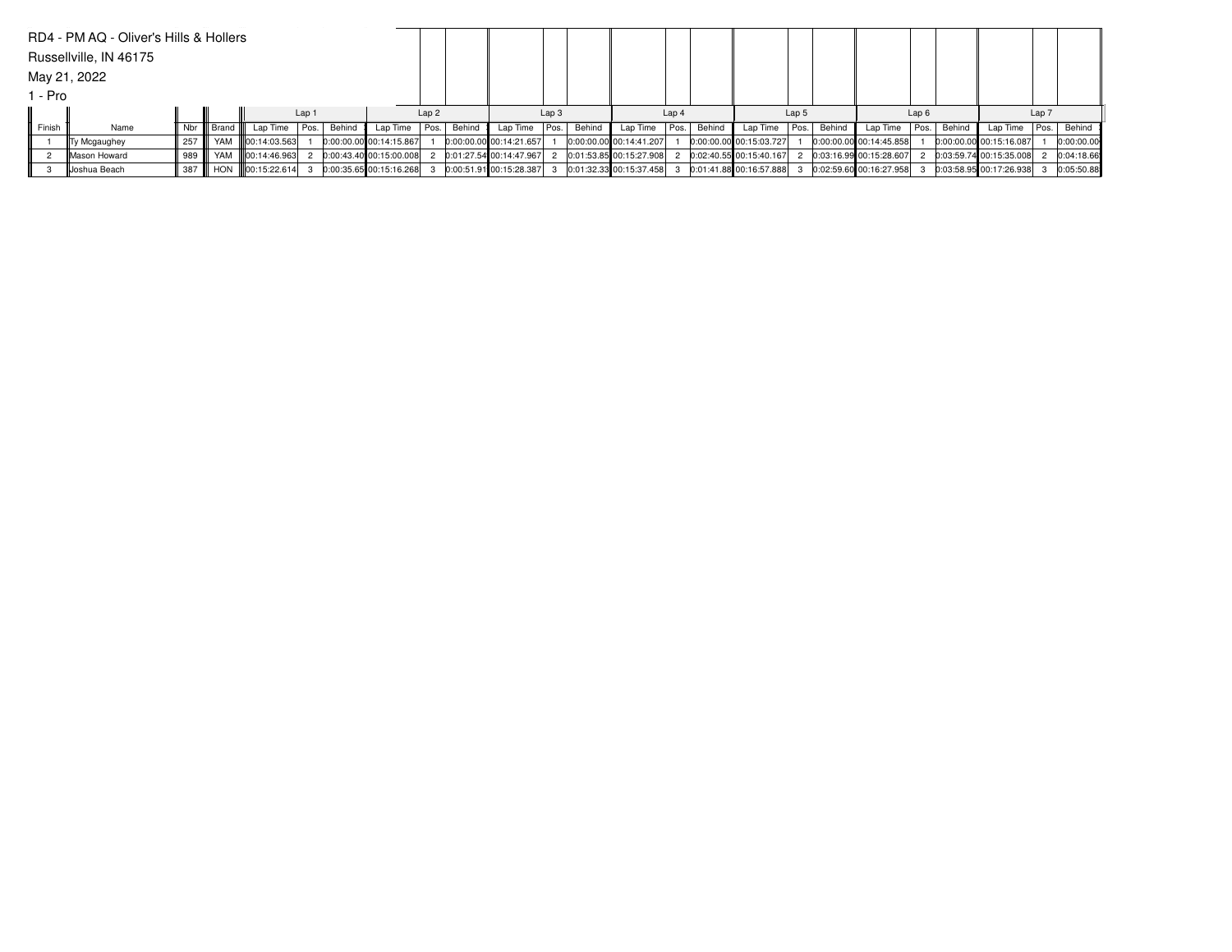RD4 - PM AQ - Oliver's Hills & Hollers

Russellville, IN 46175

May 21, 2022

1 - Pro

| | | | | Lap 1 | | | Lap 2 | | | Lap 3 | | | Lap 4 | | | Lap 5 | | | Lap 6 | | | Lap 7 | | |
|---|---|---|---|---|---|---|---|---|---|---|---|---|---|---|---|---|---|---|---|---|---|---|---|---|
| Finish | Name | Nbr | Brand | Lap Time | Pos. | Behind | Lap Time | Pos. | Behind | Lap Time | Pos. | Behind | Lap Time | Pos. | Behind | Lap Time | Pos. | Behind | Lap Time | Pos. | Behind | Lap Time | Pos. | Behind |
| 1 | Ty Mcgaughey | 257 | YAM | 00:14:03.563 | 1 | 0:00:00.00 | 00:14:15.867 | 1 | 0:00:00.00 | 00:14:21.657 | 1 | 0:00:00.00 | 00:14:41.207 | 1 | 0:00:00.00 | 00:15:03.727 | 1 | 0:00:00.00 | 00:14:45.858 | 1 | 0:00:00.00 | 00:15:16.087 | 1 | 0:00:00.00 |
| 2 | Mason Howard | 989 | YAM | 00:14:46.963 | 2 | 0:00:43.40 | 00:15:00.008 | 2 | 0:01:27.54 | 00:14:47.967 | 2 | 0:01:53.85 | 00:15:27.908 | 2 | 0:02:40.55 | 00:15:40.167 | 2 | 0:03:16.99 | 00:15:28.607 | 2 | 0:03:59.74 | 00:15:35.008 | 2 | 0:04:18.66 |
| 3 | Joshua Beach | 387 | HON | 00:15:22.614 | 3 | 0:00:35.65 | 00:15:16.268 | 3 | 0:00:51.91 | 00:15:28.387 | 3 | 0:01:32.33 | 00:15:37.458 | 3 | 0:01:41.88 | 00:16:57.888 | 3 | 0:02:59.60 | 00:16:27.958 | 3 | 0:03:58.95 | 00:17:26.938 | 3 | 0:05:50.88 |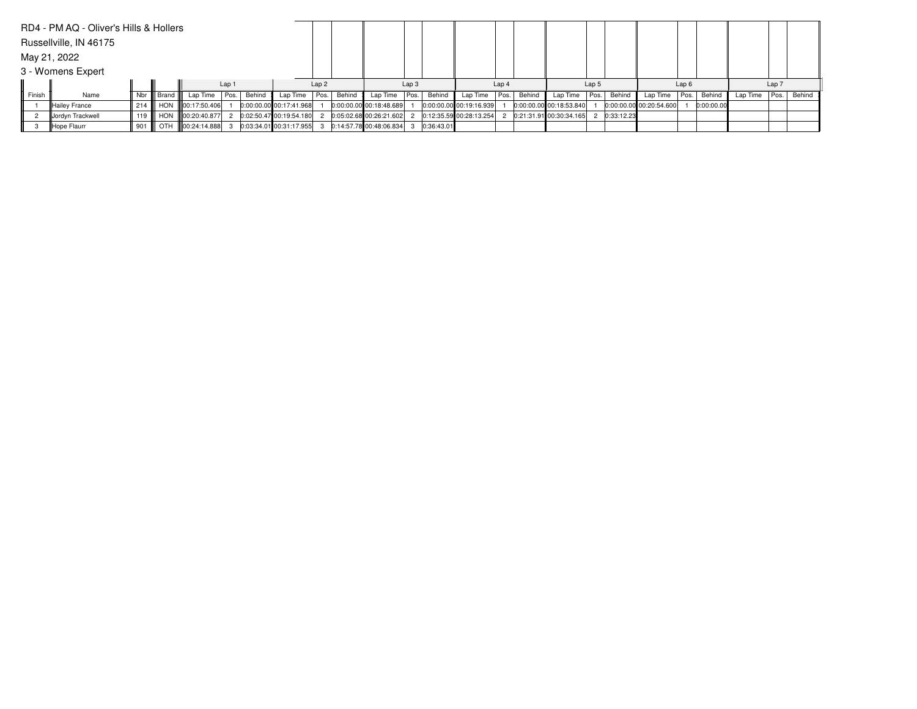RD4 - PM AQ - Oliver's Hills & Hollers

Russellville, IN 46175

May 21, 2022

3 - Womens Expert

| | | | | Lap 1 | | | Lap 2 | | | Lap 3 | | | Lap 4 | | | Lap 5 | | | Lap 6 | | | Lap 7 | | |
|---|---|---|---|---|---|---|---|---|---|---|---|---|---|---|---|---|---|---|---|---|---|---|---|---|
| Finish | Name | Nbr | Brand | Lap Time | Pos. | Behind | Lap Time | Pos. | Behind | Lap Time | Pos. | Behind | Lap Time | Pos. | Behind | Lap Time | Pos. | Behind | Lap Time | Pos. | Behind | Lap Time | Pos. | Behind |
| 1 | Hailey France | 214 | HON | 00:17:50.406 | 1 | 0:00:00.00 | 00:17:41.968 | 1 | 0:00:00.00 | 00:18:48.689 | 1 | 0:00:00.00 | 00:19:16.939 | 1 | 0:00:00.00 | 00:18:53.840 | 1 | 0:00:00.00 | 00:20:54.600 | 1 | 0:00:00.00 | | | |
| 2 | Jordyn Trackwell | 119 | HON | 00:20:40.877 | 2 | 0:02:50.47 | 00:19:54.180 | 2 | 0:05:02.68 | 00:26:21.602 | 2 | 0:12:35.59 | 00:28:13.254 | 2 | 0:21:31.91 | 00:30:34.165 | 2 | 0:33:12.23 | | | | | | |
| 3 | Hope Flaurr | 901 | OTH | 00:24:14.888 | 3 | 0:03:34.01 | 00:31:17.955 | 3 | 0:14:57.78 | 00:48:06.834 | 3 | 0:36:43.01 | | | | | | | | | | | | |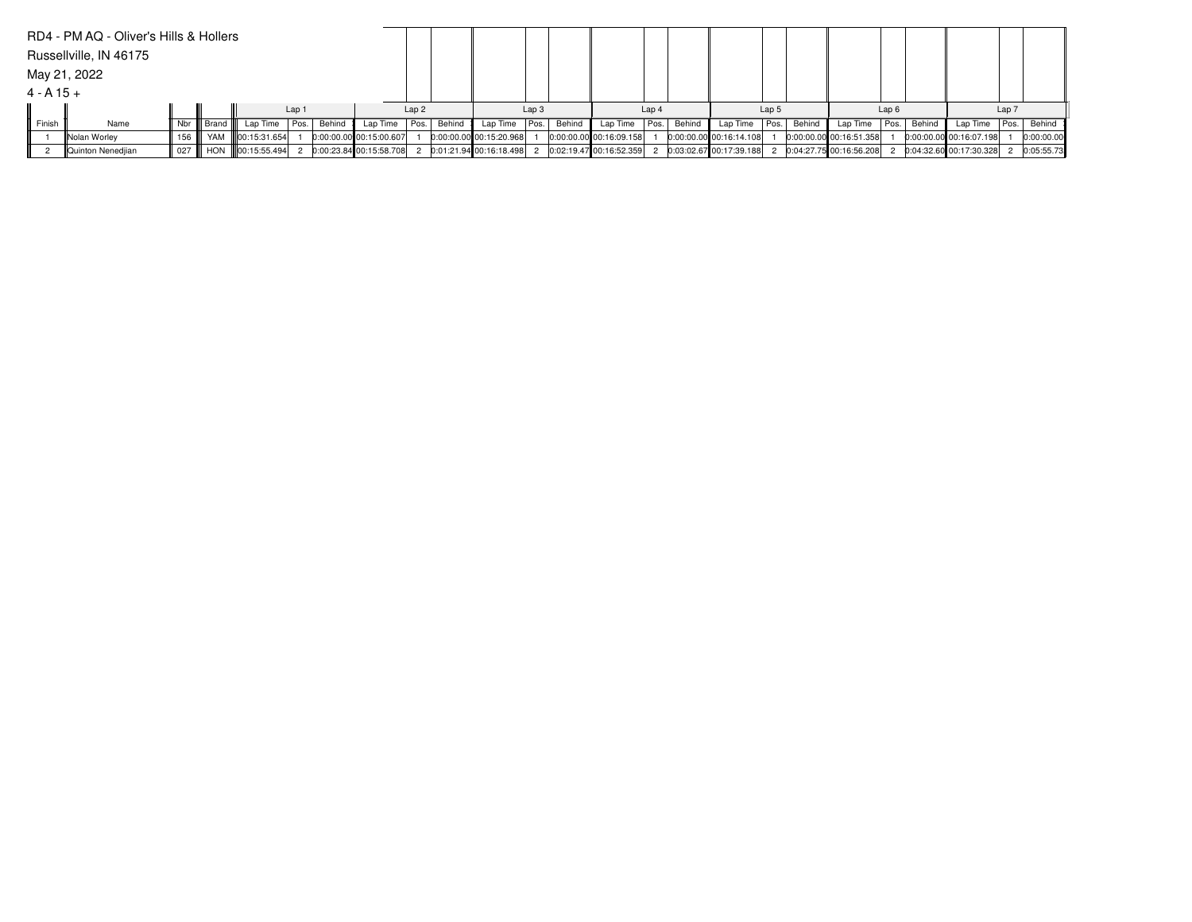RD4 - PM AQ - Oliver's Hills & Hollers

Russellville, IN 46175

May 21, 2022

4 - A 15 +

| | | | | Lap 1 | | | Lap 2 | | | Lap 3 | | | Lap 4 | | | Lap 5 | | | Lap 6 | | | Lap 7 | | |
|---|---|---|---|---|---|---|---|---|---|---|---|---|---|---|---|---|---|---|---|---|---|---|---|---|
| Finish | Name | Nbr | Brand | Lap Time | Pos. | Behind | Lap Time | Pos. | Behind | Lap Time | Pos. | Behind | Lap Time | Pos. | Behind | Lap Time | Pos. | Behind | Lap Time | Pos. | Behind | Lap Time | Pos. | Behind |
| 1 | Nolan Worley | 156 | YAM | 00:15:31.654 | 1 | 0:00:00.00 | 00:15:00.607 | 1 | 0:00:00.00 | 00:15:20.968 | 1 | 0:00:00.00 | 00:16:09.158 | 1 | 0:00:00.00 | 00:16:14.108 | 1 | 0:00:00.00 | 00:16:51.358 | 1 | 0:00:00.00 | 00:16:07.198 | 1 | 0:00:00.00 |
| 2 | Quinton Nenedjian | 027 | HON | 00:15:55.494 | 2 | 0:00:23.84 | 00:15:58.708 | 2 | 0:01:21.94 | 00:16:18.498 | 2 | 0:02:19.47 | 00:16:52.359 | 2 | 0:03:02.67 | 00:17:39.188 | 2 | 0:04:27.75 | 00:16:56.208 | 2 | 0:04:32.60 | 00:17:30.328 | 2 | 0:05:55.73 |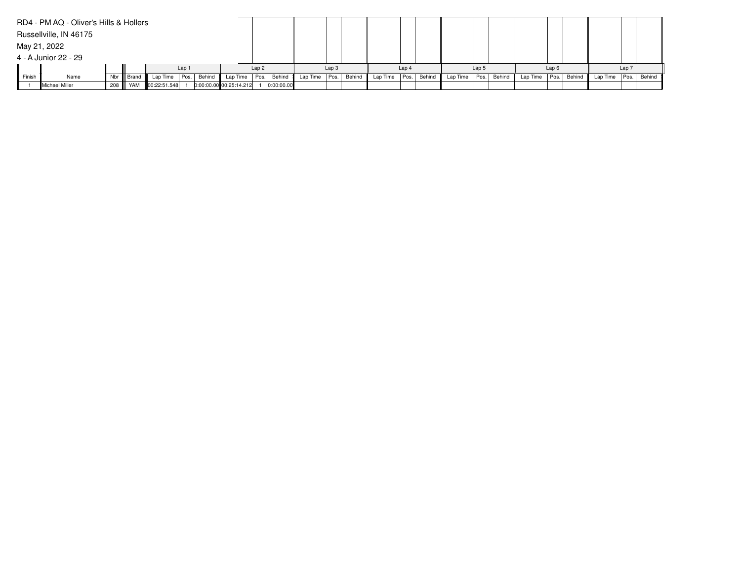RD4 - PM AQ - Oliver's Hills & Hollers

Russellville, IN 46175

May 21, 2022

4 - A Junior 22 - 29

| | | | | Lap 1 | | | Lap 2 | | | Lap 3 | | | Lap 4 | | | Lap 5 | | | Lap 6 | | | Lap 7 | | |
|---|---|---|---|---|---|---|---|---|---|---|---|---|---|---|---|---|---|---|---|---|---|---|---|---|
| Finish | Name | Nbr | Brand | Lap Time | Pos. | Behind | Lap Time | Pos. | Behind | Lap Time | Pos. | Behind | Lap Time | Pos. | Behind | Lap Time | Pos. | Behind | Lap Time | Pos. | Behind | Lap Time | Pos. | Behind |
| 1 | Michael Miller | 208 | YAM | 00:22:51.548 | 1 | 0:00:00.00 | 00:25:14.212 | 1 | 0:00:00.00 | | | | | | | | | | | | | | | |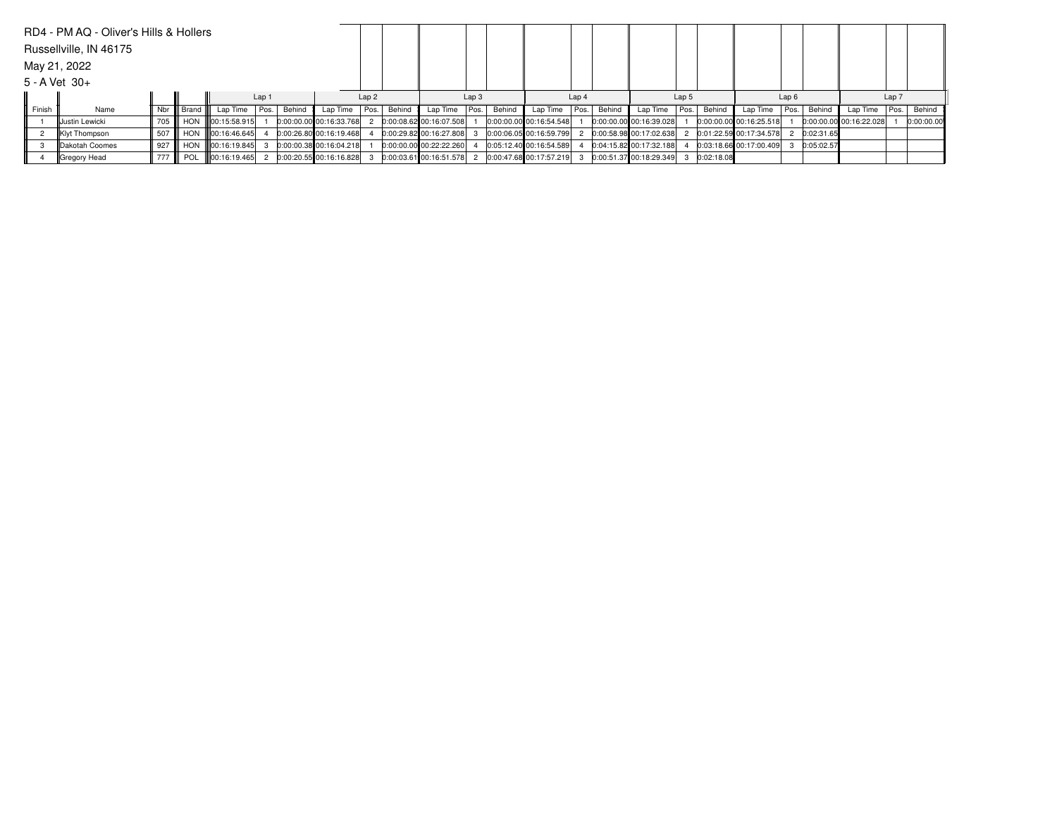RD4 - PM AQ - Oliver's Hills & Hollers

Russellville, IN 46175

May 21, 2022

5 - A Vet 30+

| | | | | Lap 1 | | | Lap 2 | | | Lap 3 | | | Lap 4 | | | Lap 5 | | | Lap 6 | | | Lap 7 | | |
|---|---|---|---|---|---|---|---|---|---|---|---|---|---|---|---|---|---|---|---|---|---|---|---|---|
| Finish | Name | Nbr | Brand | Lap Time | Pos. | Behind | Lap Time | Pos. | Behind | Lap Time | Pos. | Behind | Lap Time | Pos. | Behind | Lap Time | Pos. | Behind | Lap Time | Pos. | Behind | Lap Time | Pos. | Behind |
| 1 | Justin Lewicki | 705 | HON | 00:15:58.915 | 1 | 0:00:00.00 | 00:16:33.768 | 2 | 0:00:08.62 | 00:16:07.508 | 1 | 0:00:00.00 | 00:16:54.548 | 1 | 0:00:00.00 | 00:16:39.028 | 1 | 0:00:00.00 | 00:16:25.518 | 1 | 0:00:00.00 | 00:16:22.028 | 1 | 0:00:00.00 |
| 2 | Klyt Thompson | 507 | HON | 00:16:46.645 | 4 | 0:00:26.80 | 00:16:19.468 | 4 | 0:00:29.82 | 00:16:27.808 | 3 | 0:00:06.05 | 00:16:59.799 | 2 | 0:00:58.98 | 00:17:02.638 | 2 | 0:01:22.59 | 00:17:34.578 | 2 | 0:02:31.65 | | | |
| 3 | Dakotah Coomes | 927 | HON | 00:16:19.845 | 3 | 0:00:00.38 | 00:16:04.218 | 1 | 0:00:00.00 | 00:22:22.260 | 4 | 0:05:12.40 | 00:16:54.589 | 4 | 0:04:15.82 | 00:17:32.188 | 4 | 0:03:18.66 | 00:17:00.409 | 3 | 0:05:02.57 | | | |
| 4 | Gregory Head | 777 | POL | 00:16:19.465 | 2 | 0:00:20.55 | 00:16:16.828 | 3 | 0:00:03.61 | 00:16:51.578 | 2 | 0:00:47.68 | 00:17:57.219 | 3 | 0:00:51.37 | 00:18:29.349 | 3 | 0:02:18.08 | | | | | | |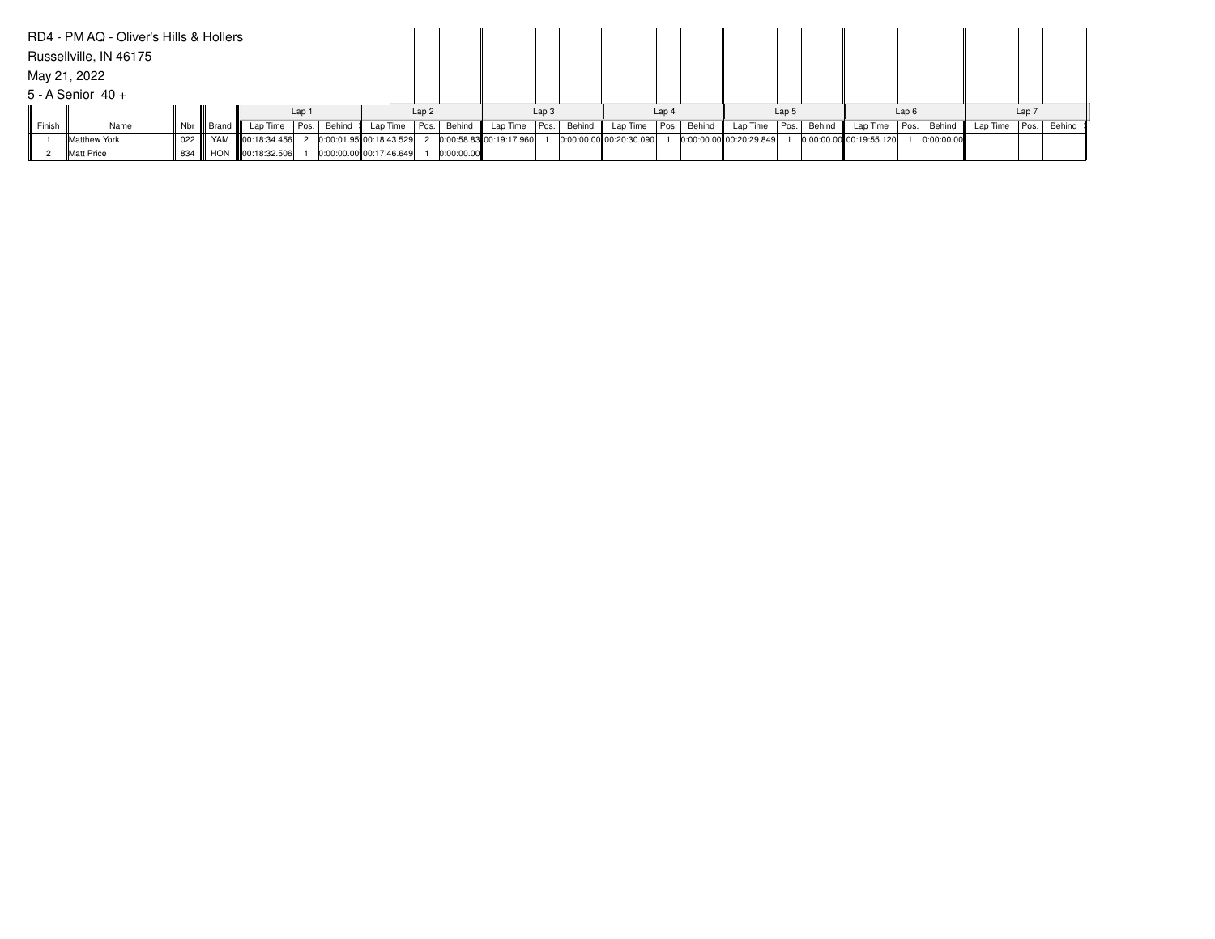RD4 - PM AQ - Oliver's Hills & Hollers

Russellville, IN 46175

May 21, 2022

5 - A Senior 40 +

| | | | | Lap 1 | | | Lap 2 | | | Lap 3 | | | Lap 4 | | | Lap 5 | | | Lap 6 | | | Lap 7 | | |
|---|---|---|---|---|---|---|---|---|---|---|---|---|---|---|---|---|---|---|---|---|---|---|---|---|
| Finish | Name | Nbr | Brand | Lap Time | Pos. | Behind | Lap Time | Pos. | Behind | Lap Time | Pos. | Behind | Lap Time | Pos. | Behind | Lap Time | Pos. | Behind | Lap Time | Pos. | Behind | Lap Time | Pos. | Behind |
| 1 | Matthew York | 022 | YAM | 00:18:34.456 | 2 | 0:00:01.95 | 00:18:43.529 | 2 | 0:00:58.83 | 00:19:17.960 | 1 | 0:00:00.00 | 00:20:30.090 | 1 | 0:00:00.00 | 00:20:29.849 | 1 | 0:00:00.00 | 00:19:55.120 | 1 | 0:00:00.00 | | | |
| 2 | Matt Price | 834 | HON | 00:18:32.506 | 1 | 0:00:00.00 | 00:17:46.649 | 1 | 0:00:00.00 | | | | | | | | | | | | | | | |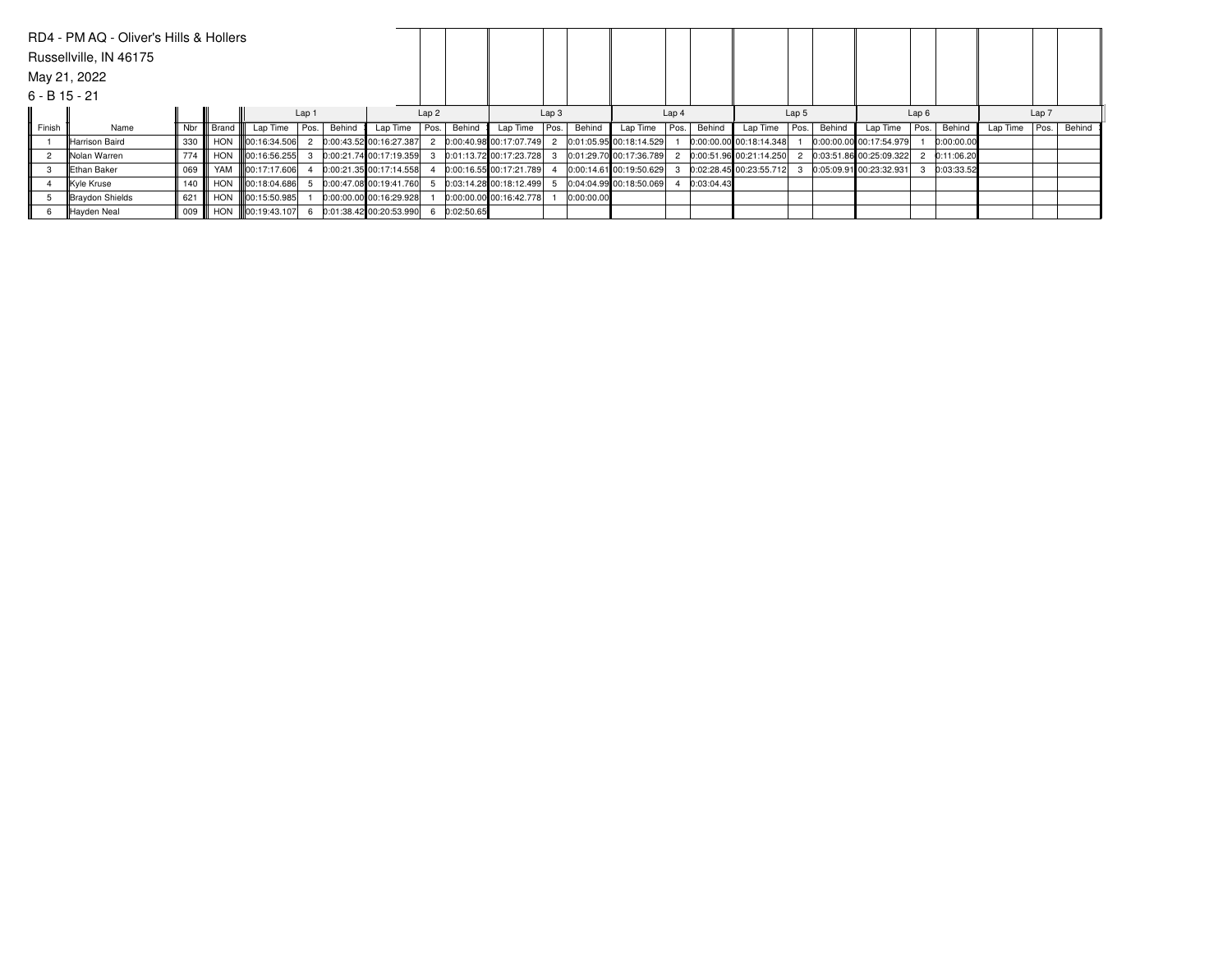RD4 - PM AQ - Oliver's Hills & Hollers

Russellville, IN 46175

May 21, 2022

6 - B 15 - 21

| | | | | Lap 1 | | | Lap 2 | | | Lap 3 | | | Lap 4 | | | Lap 5 | | | Lap 6 | | | Lap 7 | | |
|---|---|---|---|---|---|---|---|---|---|---|---|---|---|---|---|---|---|---|---|---|---|---|---|---|
| Finish | Name | Nbr | Brand | Lap Time | Pos. | Behind | Lap Time | Pos. | Behind | Lap Time | Pos. | Behind | Lap Time | Pos. | Behind | Lap Time | Pos. | Behind | Lap Time | Pos. | Behind | Lap Time | Pos. | Behind |
| 1 | Harrison Baird | 330 | HON | 00:16:34.506 | 2 | 0:00:43.52 | 00:16:27.387 | 2 | 0:00:40.98 | 00:17:07.749 | 2 | 0:01:05.95 | 00:18:14.529 | 1 | 0:00:00.00 | 00:18:14.348 | 1 | 0:00:00.00 | 00:17:54.979 | 1 | 0:00:00.00 | | | |
| 2 | Nolan Warren | 774 | HON | 00:16:56.255 | 3 | 0:00:21.74 | 00:17:19.359 | 3 | 0:01:13.72 | 00:17:23.728 | 3 | 0:01:29.70 | 00:17:36.789 | 2 | 0:00:51.96 | 00:21:14.250 | 2 | 0:03:51.86 | 00:25:09.322 | 2 | 0:11:06.20 | | | |
| 3 | Ethan Baker | 069 | YAM | 00:17:17.606 | 4 | 0:00:21.35 | 00:17:14.558 | 4 | 0:00:16.55 | 00:17:21.789 | 4 | 0:00:14.61 | 00:19:50.629 | 3 | 0:02:28.45 | 00:23:55.712 | 3 | 0:05:09.91 | 00:23:32.931 | 3 | 0:03:33.52 | | | |
| 4 | Kyle Kruse | 140 | HON | 00:18:04.686 | 5 | 0:00:47.08 | 00:19:41.760 | 5 | 0:03:14.28 | 00:18:12.499 | 5 | 0:04:04.99 | 00:18:50.069 | 4 | 0:03:04.43 | | | | | | | | | |
| 5 | Braydon Shields | 621 | HON | 00:15:50.985 | 1 | 0:00:00.00 | 00:16:29.928 | 1 | 0:00:00.00 | 00:16:42.778 | 1 | 0:00:00.00 | | | | | | | | | | | | |
| 6 | Hayden Neal | 009 | HON | 00:19:43.107 | 6 | 0:01:38.42 | 00:20:53.990 | 6 | 0:02:50.65 | | | | | | | | | | | | | | | |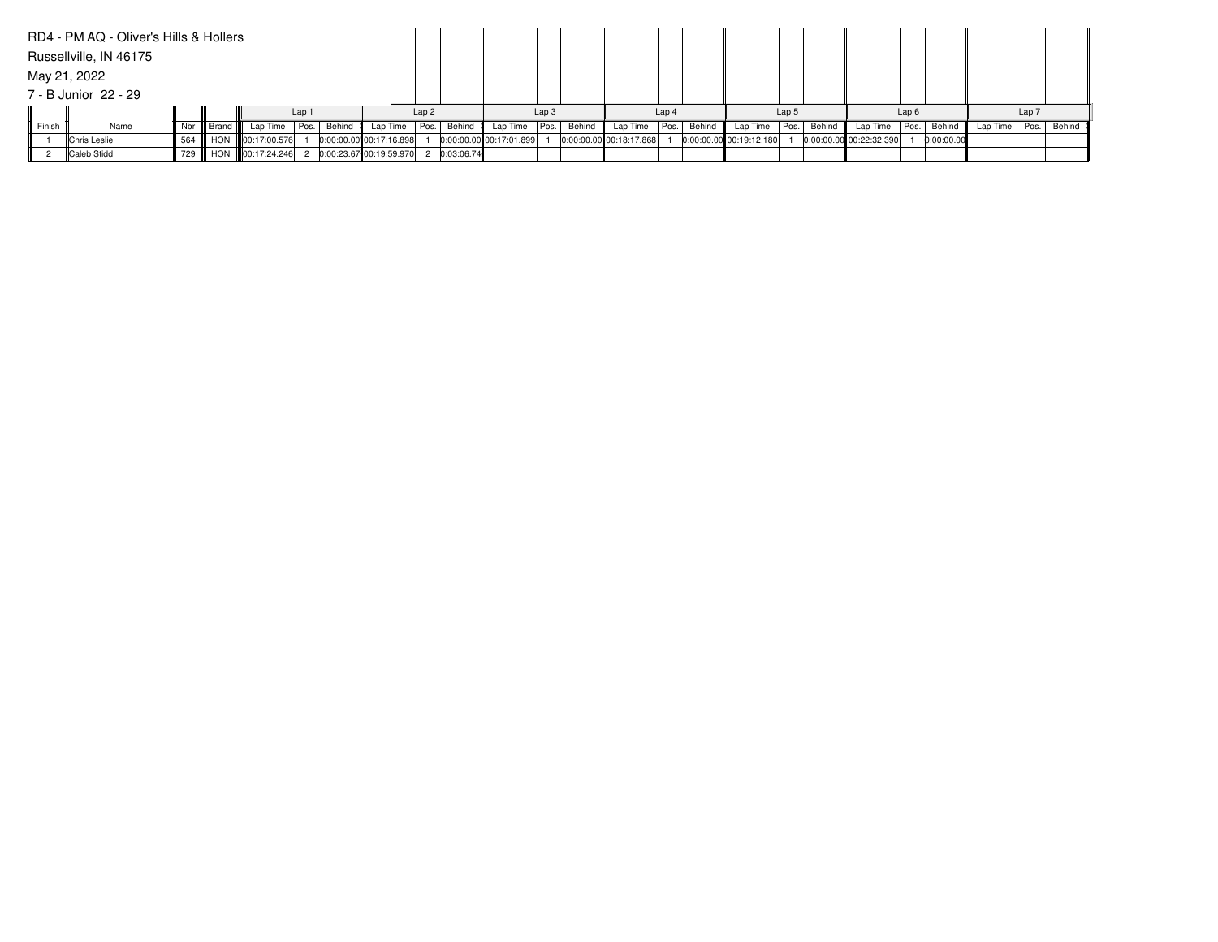RD4 - PM AQ - Oliver's Hills & Hollers

Russellville, IN 46175

May 21, 2022

7 - B Junior 22 - 29

| | | | | Lap 1 | | | Lap 2 | | | Lap 3 | | | Lap 4 | | | Lap 5 | | | Lap 6 | | | Lap 7 | | |
|---|---|---|---|---|---|---|---|---|---|---|---|---|---|---|---|---|---|---|---|---|---|---|---|---|
| Finish | Name | Nbr | Brand | Lap Time | Pos. | Behind | Lap Time | Pos. | Behind | Lap Time | Pos. | Behind | Lap Time | Pos. | Behind | Lap Time | Pos. | Behind | Lap Time | Pos. | Behind | Lap Time | Pos. | Behind |
| 1 | Chris Leslie | 564 | HON | 00:17:00.576 | 1 | 0:00:00.00 | 00:17:16.898 | 1 | 0:00:00.00 | 00:17:01.899 | 1 | 0:00:00.00 | 00:18:17.868 | 1 | 0:00:00.00 | 00:19:12.180 | 1 | 0:00:00.00 | 00:22:32.390 | 1 | 0:00:00.00 | | | |
| 2 | Caleb Stidd | 729 | HON | 00:17:24.246 | 2 | 0:00:23.67 | 00:19:59.970 | 2 | 0:03:06.74 | | | | | | | | | | | | | | | |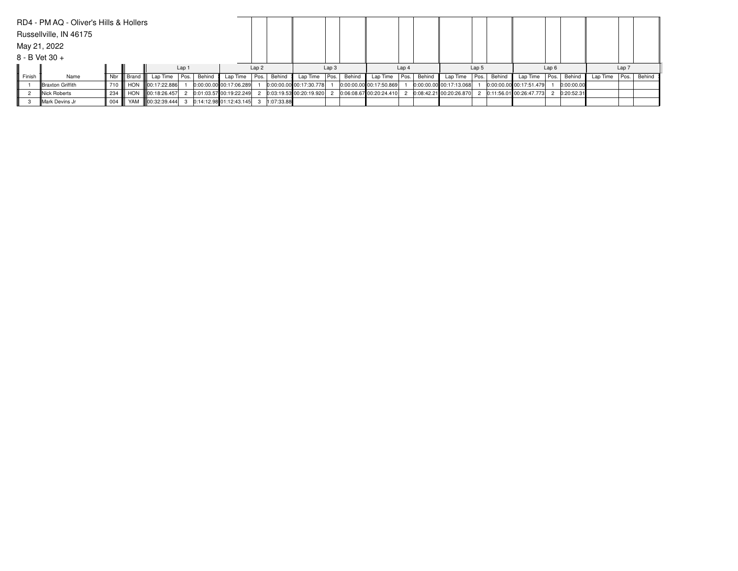RD4 - PM AQ - Oliver's Hills & Hollers

Russellville, IN 46175

May 21, 2022

8 - B Vet 30 +

| | | | | Lap 1 | | | Lap 2 | | | Lap 3 | | | Lap 4 | | | Lap 5 | | | Lap 6 | | | Lap 7 | | |
|---|---|---|---|---|---|---|---|---|---|---|---|---|---|---|---|---|---|---|---|---|---|---|---|---|
| Finish | Name | Nbr | Brand | Lap Time | Pos. | Behind | Lap Time | Pos. | Behind | Lap Time | Pos. | Behind | Lap Time | Pos. | Behind | Lap Time | Pos. | Behind | Lap Time | Pos. | Behind | Lap Time | Pos. | Behind |
| 1 | Braxton Griffith | 710 | HON | 00:17:22.886 | 1 | 0:00:00.00 | 00:17:06.289 | 1 | 0:00:00.00 | 00:17:30.778 | 1 | 0:00:00.00 | 00:17:50.869 | 1 | 0:00:00.00 | 00:17:13.068 | 1 | 0:00:00.00 | 00:17:51.479 | 1 | 0:00:00.00 | | | |
| 2 | Nick Roberts | 234 | HON | 00:18:26.457 | 2 | 0:01:03.57 | 00:19:22.249 | 2 | 0:03:19.53 | 00:20:19.920 | 2 | 0:06:08.67 | 00:20:24.410 | 2 | 0:08:42.21 | 00:20:26.870 | 2 | 0:11:56.01 | 00:26:47.773 | 2 | 0:20:52.31 | | | |
| 3 | Mark Devins Jr | 004 | YAM | 00:32:39.444 | 3 | 0:14:12.98 | 01:12:43.145 | 3 | 1:07:33.88 | | | | | | | | | | | | | | | |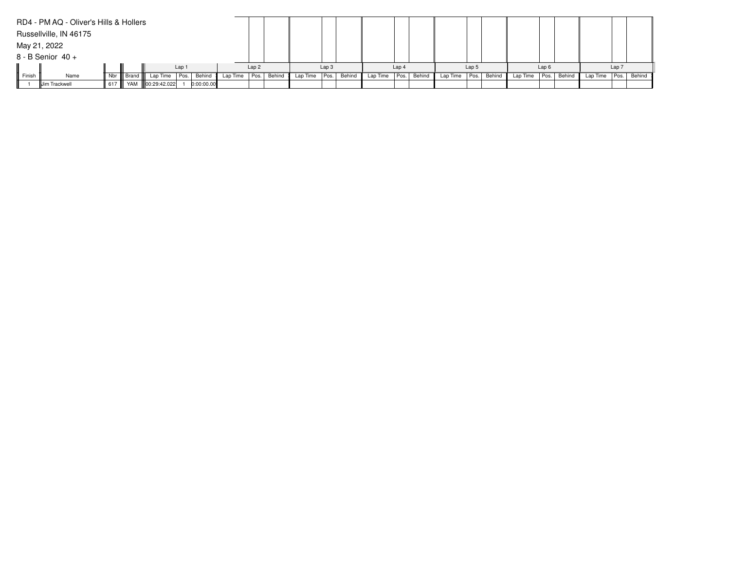RD4 - PM AQ - Oliver's Hills & Hollers

Russellville, IN 46175

May 21, 2022

8 - B Senior 40 +

| | | | | Lap 1 | | | Lap 2 | | | Lap 3 | | | Lap 4 | | | Lap 5 | | | Lap 6 | | | Lap 7 | | |
|---|---|---|---|---|---|---|---|---|---|---|---|---|---|---|---|---|---|---|---|---|---|---|---|---|
| Finish | Name | Nbr | Brand | Lap Time | Pos. | Behind | Lap Time | Pos. | Behind | Lap Time | Pos. | Behind | Lap Time | Pos. | Behind | Lap Time | Pos. | Behind | Lap Time | Pos. | Behind | Lap Time | Pos. | Behind |
| 1 | Jim Trackwell | 617 | YAM | 00:29:42.022 | 1 | 0:00:00.00 | | | | | | | | | | | | | | | | | | |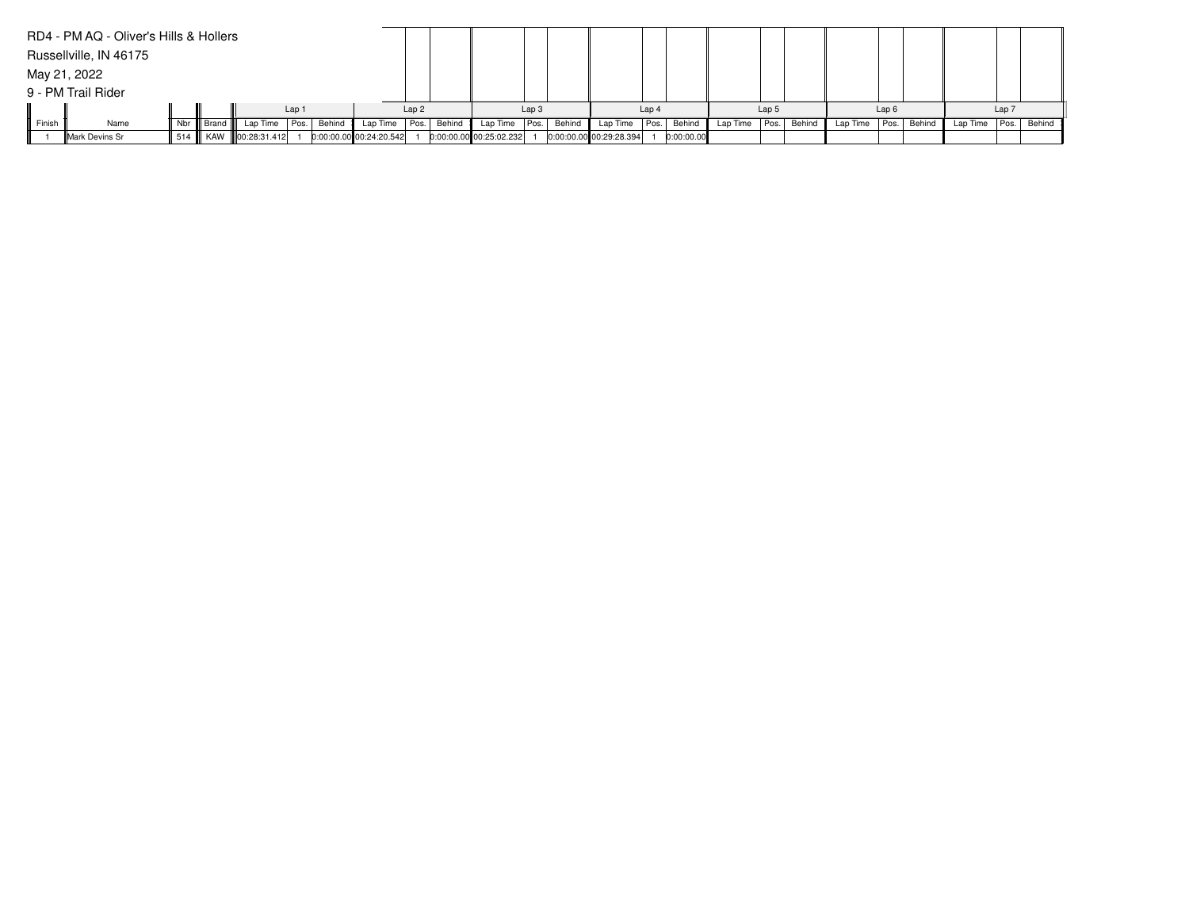RD4 - PM AQ - Oliver's Hills & Hollers

Russellville, IN 46175

May 21, 2022

9 - PM Trail Rider

| | | | | Lap 1 | | | Lap 2 | | | Lap 3 | | | Lap 4 | | | Lap 5 | | | Lap 6 | | | Lap 7 | | |
|---|---|---|---|---|---|---|---|---|---|---|---|---|---|---|---|---|---|---|---|---|---|---|---|---|
| Finish | Name | Nbr | Brand | Lap Time | Pos. | Behind | Lap Time | Pos. | Behind | Lap Time | Pos. | Behind | Lap Time | Pos. | Behind | Lap Time | Pos. | Behind | Lap Time | Pos. | Behind | Lap Time | Pos. | Behind |
| 1 | Mark Devins Sr | 514 | KAW | 00:28:31.412 | 1 | 0:00:00.00 | 00:24:20.542 | 1 | 0:00:00.00 | 00:25:02.232 | 1 | 0:00:00.00 | 00:29:28.394 | 1 | 0:00:00.00 | | | | | | | | | |